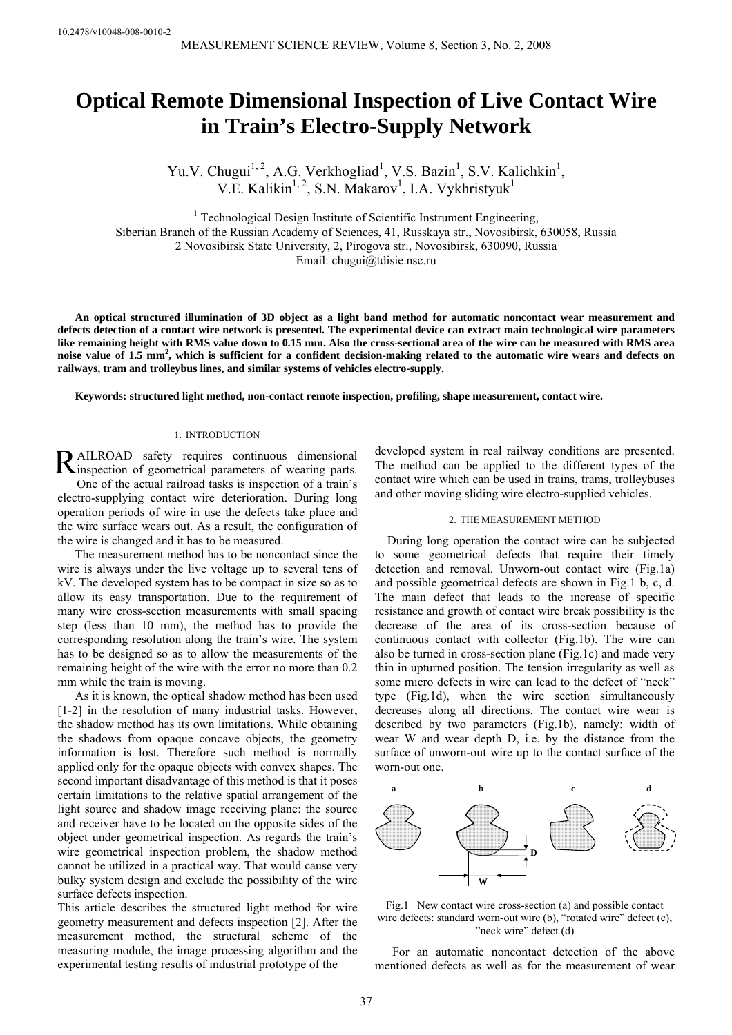10.2478/v10048-008-0010-2

# Optical Remote Dimensional Inspection of Live Contact Wire in Train's Electro-Supply Network

Yu.V. Chugui[1, 2], A.G. Verkhogliad[1], V.S. Bazin[1], S.V. Kalichkin[1], V.E. Kalikin[1, 2], S.N. Makarov[1], I.A. Vykhristyuk[1]

[1] Technological Design Institute of Scientific Instrument Engineering, Siberian Branch of the Russian Academy of Sciences, 41, Russkaya str., Novosibirsk, 630058, Russia
2 Novosibirsk State University, 2, Pirogova str., Novosibirsk, 630090, Russia
Email: chugui@tdisie.nsc.ru

**An optical structured illumination of 3D object as a light band method for automatic noncontact wear measurement and defects detection of a contact wire network is presented. The experimental device can extract main technological wire parameters like remaining height with RMS value down to 0.15 mm. Also the cross-sectional area of the wire can be measured with RMS area noise value of 1.5 mm$^2$, which is sufficient for a confident decision-making related to the automatic wire wears and defects on railways, tram and trolleybus lines, and similar systems of vehicles electro-supply.**

**Keywords: structured light method, non-contact remote inspection, profiling, shape measurement, contact wire.**

## 1. INTRODUCTION

RAILROAD safety requires continuous dimensional inspection of geometrical parameters of wearing parts. One of the actual railroad tasks is inspection of a train's electro-supplying contact wire deterioration. During long operation periods of wire in use the defects take place and the wire surface wears out. As a result, the configuration of the wire is changed and it has to be measured.

The measurement method has to be noncontact since the wire is always under the live voltage up to several tens of kV. The developed system has to be compact in size so as to allow its easy transportation. Due to the requirement of many wire cross-section measurements with small spacing step (less than 10 mm), the method has to provide the corresponding resolution along the train's wire. The system has to be designed so as to allow the measurements of the remaining height of the wire with the error no more than 0.2 mm while the train is moving.

As it is known, the optical shadow method has been used [1-2] in the resolution of many industrial tasks. However, the shadow method has its own limitations. While obtaining the shadows from opaque concave objects, the geometry information is lost. Therefore such method is normally applied only for the opaque objects with convex shapes. The second important disadvantage of this method is that it poses certain limitations to the relative spatial arrangement of the light source and shadow image receiving plane: the source and receiver have to be located on the opposite sides of the object under geometrical inspection. As regards the train's wire geometrical inspection problem, the shadow method cannot be utilized in a practical way. That would cause very bulky system design and exclude the possibility of the wire surface defects inspection.

This article describes the structured light method for wire geometry measurement and defects inspection [2]. After the measurement method, the structural scheme of the measuring module, the image processing algorithm and the experimental testing results of industrial prototype of the developed system in real railway conditions are presented. The method can be applied to the different types of the contact wire which can be used in trains, trams, trolleybuses and other moving sliding wire electro-supplied vehicles.

## 2. THE MEASUREMENT METHOD

During long operation the contact wire can be subjected to some geometrical defects that require their timely detection and removal. Unworn-out contact wire (Fig.1a) and possible geometrical defects are shown in Fig.1 b, c, d. The main defect that leads to the increase of specific resistance and growth of contact wire break possibility is the decrease of the area of its cross-section because of continuous contact with collector (Fig.1b). The wire can also be turned in cross-section plane (Fig.1c) and made very thin in upturned position. The tension irregularity as well as some micro defects in wire can lead to the defect of "neck" type (Fig.1d), when the wire section simultaneously decreases along all directions. The contact wire wear is described by two parameters (Fig.1b), namely: width of wear W and wear depth D, i.e. by the distance from the surface of unworn-out wire up to the contact surface of the worn-out one.

Fig.1 New contact wire cross-section (a) and possible contact wire defects: standard worn-out wire (b), "rotated wire" defect (c), "neck wire" defect (d)

For an automatic noncontact detection of the above mentioned defects as well as for the measurement of wear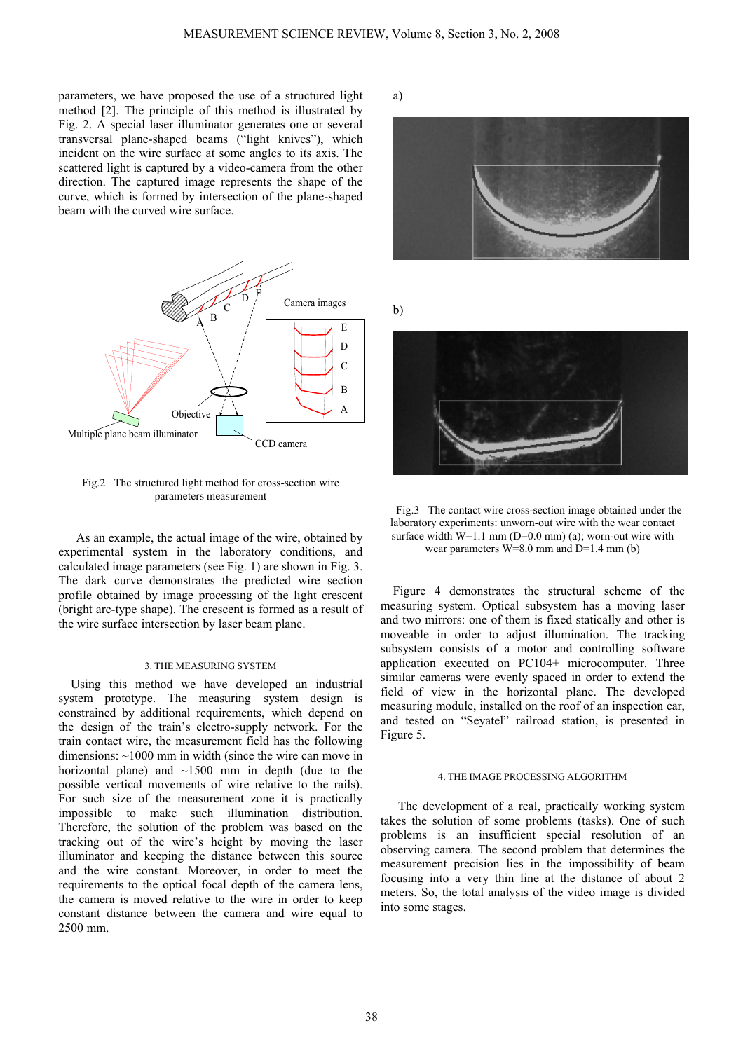parameters, we have proposed the use of a structured light method [2]. The principle of this method is illustrated by Fig. 2. A special laser illuminator generates one or several transversal plane-shaped beams ("light knives"), which incident on the wire surface at some angles to its axis. The scattered light is captured by a video-camera from the other direction. The captured image represents the shape of the curve, which is formed by intersection of the plane-shaped beam with the curved wire surface.

Fig.2 The structured light method for cross-section wire parameters measurement

As an example, the actual image of the wire, obtained by experimental system in the laboratory conditions, and calculated image parameters (see Fig. 1) are shown in Fig. 3. The dark curve demonstrates the predicted wire section profile obtained by image processing of the light crescent (bright arc-type shape). The crescent is formed as a result of the wire surface intersection by laser beam plane.

Fig.3 The contact wire cross-section image obtained under the laboratory experiments: unworn-out wire with the wear contact surface width W=1.1 mm (D=0.0 mm) (a); worn-out wire with wear parameters W=8.0 mm and D=1.4 mm (b)

## 3. THE MEASURING SYSTEM

Using this method we have developed an industrial system prototype. The measuring system design is constrained by additional requirements, which depend on the design of the train's electro-supply network. For the train contact wire, the measurement field has the following dimensions: ~1000 mm in width (since the wire can move in horizontal plane) and ~1500 mm in depth (due to the possible vertical movements of wire relative to the rails). For such size of the measurement zone it is practically impossible to make such illumination distribution. Therefore, the solution of the problem was based on the tracking out of the wire's height by moving the laser illuminator and keeping the distance between this source and the wire constant. Moreover, in order to meet the requirements to the optical focal depth of the camera lens, the camera is moved relative to the wire in order to keep constant distance between the camera and wire equal to 2500 mm.

Figure 4 demonstrates the structural scheme of the measuring system. Optical subsystem has a moving laser and two mirrors: one of them is fixed statically and other is moveable in order to adjust illumination. The tracking subsystem consists of a motor and controlling software application executed on PC104+ microcomputer. Three similar cameras were evenly spaced in order to extend the field of view in the horizontal plane. The developed measuring module, installed on the roof of an inspection car, and tested on "Seyatel" railroad station, is presented in Figure 5.

## 4. THE IMAGE PROCESSING ALGORITHM

The development of a real, practically working system takes the solution of some problems (tasks). One of such problems is an insufficient special resolution of an observing camera. The second problem that determines the measurement precision lies in the impossibility of beam focusing into a very thin line at the distance of about 2 meters. So, the total analysis of the video image is divided into some stages.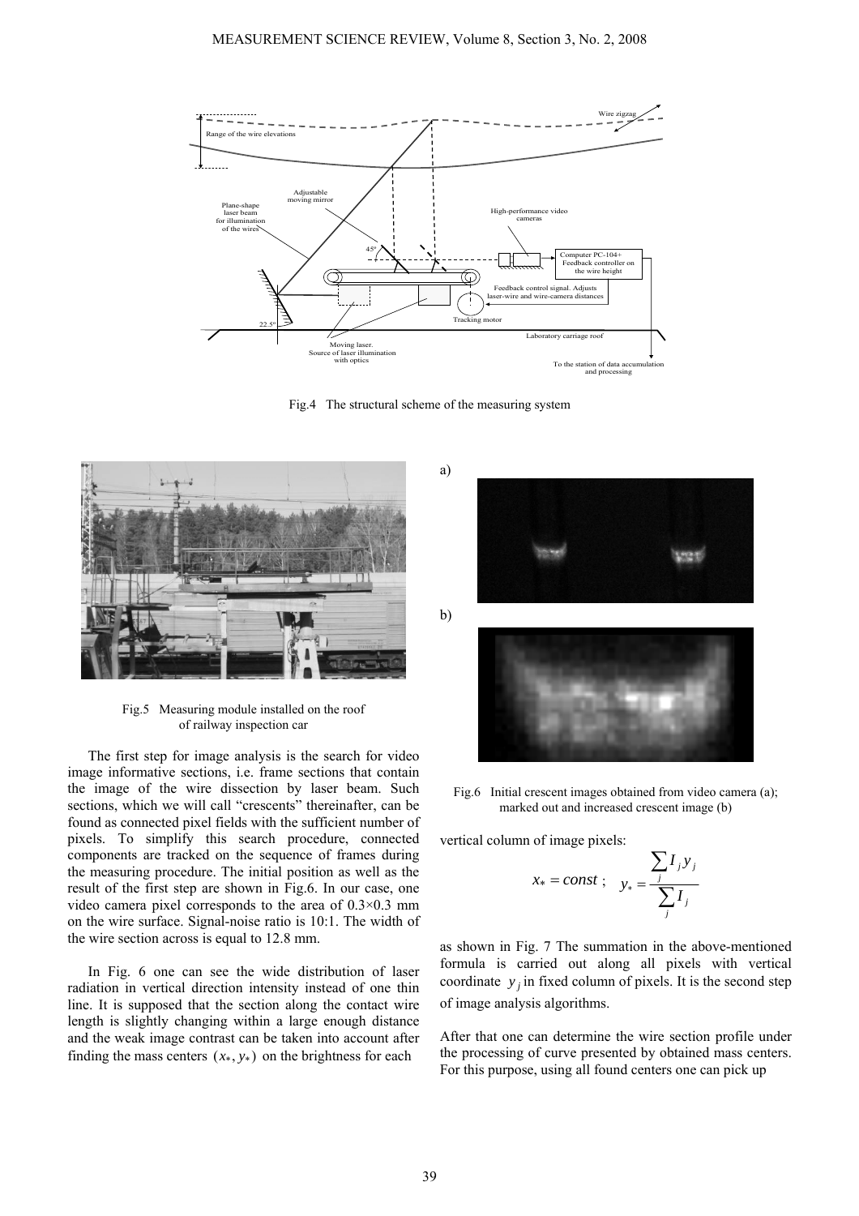Fig.4 The structural scheme of the measuring system

Fig.5 Measuring module installed on the roof of railway inspection car

Fig.6 Initial crescent images obtained from video camera (a); marked out and increased crescent image (b)

The first step for image analysis is the search for video image informative sections, i.e. frame sections that contain the image of the wire dissection by laser beam. Such sections, which we will call "crescents" thereinafter, can be found as connected pixel fields with the sufficient number of pixels. To simplify this search procedure, connected components are tracked on the sequence of frames during the measuring procedure. The initial position as well as the result of the first step are shown in Fig.6. In our case, one video camera pixel corresponds to the area of 0.3×0.3 mm on the wire surface. Signal-noise ratio is 10:1. The width of the wire section across is equal to 12.8 mm.

In Fig. 6 one can see the wide distribution of laser radiation in vertical direction intensity instead of one thin line. It is supposed that the section along the contact wire length is slightly changing within a large enough distance and the weak image contrast can be taken into account after finding the mass centers $(x_*, y_*)$ on the brightness for each vertical column of image pixels:

$$x_* = const \; ; \quad y_* = \frac{\sum_j I_j y_j}{\sum_j I_j}$$

as shown in Fig. 7 The summation in the above-mentioned formula is carried out along all pixels with vertical coordinate $y_j$ in fixed column of pixels. It is the second step of image analysis algorithms.

After that one can determine the wire section profile under the processing of curve presented by obtained mass centers. For this purpose, using all found centers one can pick up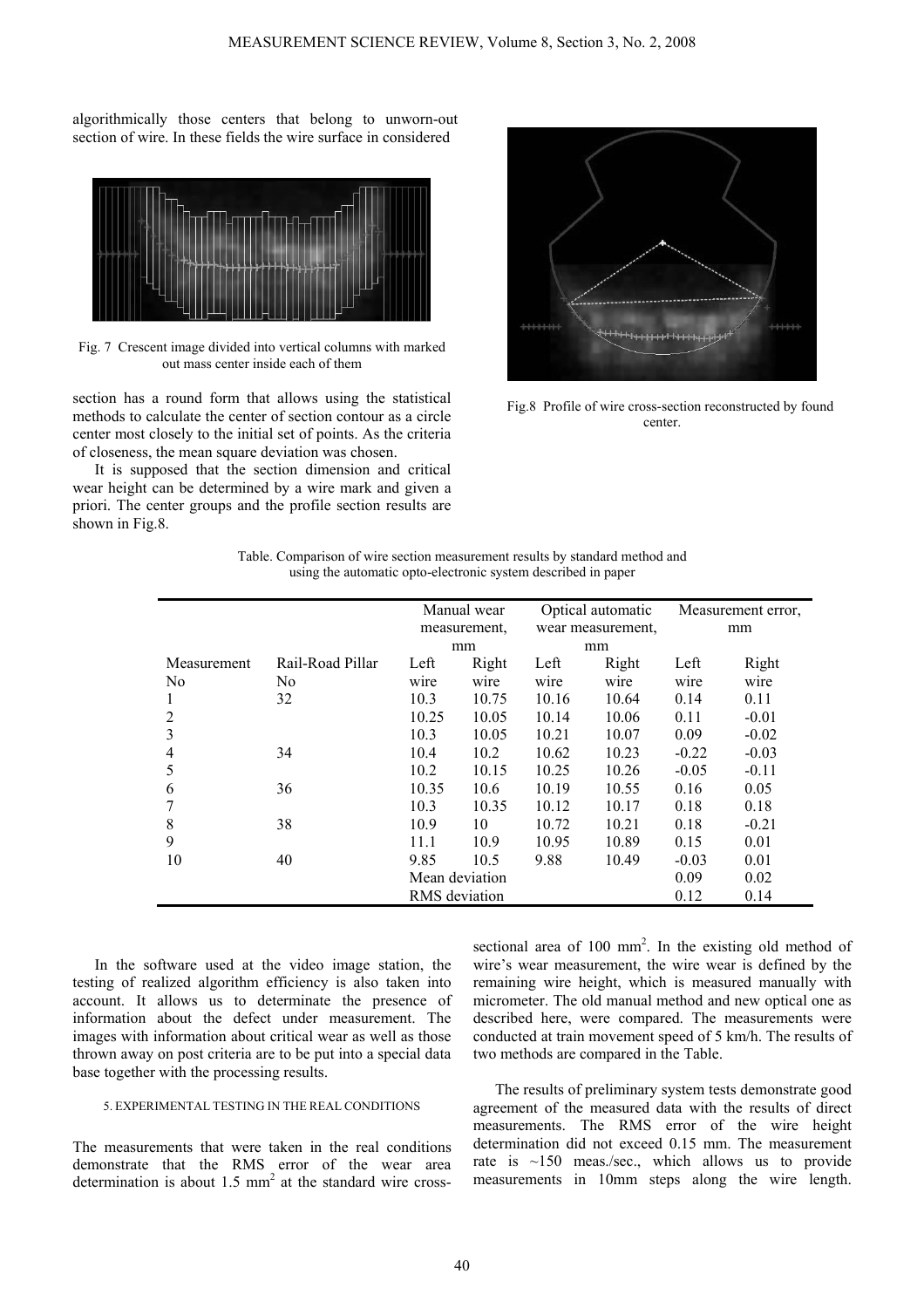algorithmically those centers that belong to unworn-out section of wire. In these fields the wire surface in considered

Fig. 7 Crescent image divided into vertical columns with marked out mass center inside each of them

section has a round form that allows using the statistical methods to calculate the center of section contour as a circle center most closely to the initial set of points. As the criteria of closeness, the mean square deviation was chosen.

It is supposed that the section dimension and critical wear height can be determined by a wire mark and given a priori. The center groups and the profile section results are shown in Fig.8.

Fig.8 Profile of wire cross-section reconstructed by found center.

Table. Comparison of wire section measurement results by standard method and using the automatic opto-electronic system described in paper

| | | Manual wear measurement, mm | | Optical automatic wear measurement, mm | | Measurement error, mm | |
|---|---|---|---|---|---|---|---|
| Measurement No | Rail-Road Pillar No | Left wire | Right wire | Left wire | Right wire | Left wire | Right wire |
| 1 | 32 | 10.3 | 10.75 | 10.16 | 10.64 | 0.14 | 0.11 |
| 2 | | 10.25 | 10.05 | 10.14 | 10.06 | 0.11 | -0.01 |
| 3 | | 10.3 | 10.05 | 10.21 | 10.07 | 0.09 | -0.02 |
| 4 | 34 | 10.4 | 10.2 | 10.62 | 10.23 | -0.22 | -0.03 |
| 5 | | 10.2 | 10.15 | 10.25 | 10.26 | -0.05 | -0.11 |
| 6 | 36 | 10.35 | 10.6 | 10.19 | 10.55 | 0.16 | 0.05 |
| 7 | | 10.3 | 10.35 | 10.12 | 10.17 | 0.18 | 0.18 |
| 8 | 38 | 10.9 | 10 | 10.72 | 10.21 | 0.18 | -0.21 |
| 9 | | 11.1 | 10.9 | 10.95 | 10.89 | 0.15 | 0.01 |
| 10 | 40 | 9.85 | 10.5 | 9.88 | 10.49 | -0.03 | 0.01 |
| | | Mean deviation | | | | 0.09 | 0.02 |
| | | RMS deviation | | | | 0.12 | 0.14 |

In the software used at the video image station, the testing of realized algorithm efficiency is also taken into account. It allows us to determinate the presence of information about the defect under measurement. The images with information about critical wear as well as those thrown away on post criteria are to be put into a special data base together with the processing results.

## 5. EXPERIMENTAL TESTING IN THE REAL CONDITIONS

The measurements that were taken in the real conditions demonstrate that the RMS error of the wear area determination is about 1.5 mm$^2$ at the standard wire cross-sectional area of 100 mm$^2$. In the existing old method of wire's wear measurement, the wire wear is defined by the remaining wire height, which is measured manually with micrometer. The old manual method and new optical one as described here, were compared. The measurements were conducted at train movement speed of 5 km/h. The results of two methods are compared in the Table.

The results of preliminary system tests demonstrate good agreement of the measured data with the results of direct measurements. The RMS error of the wire height determination did not exceed 0.15 mm. The measurement rate is ~150 meas./sec., which allows us to provide measurements in 10mm steps along the wire length.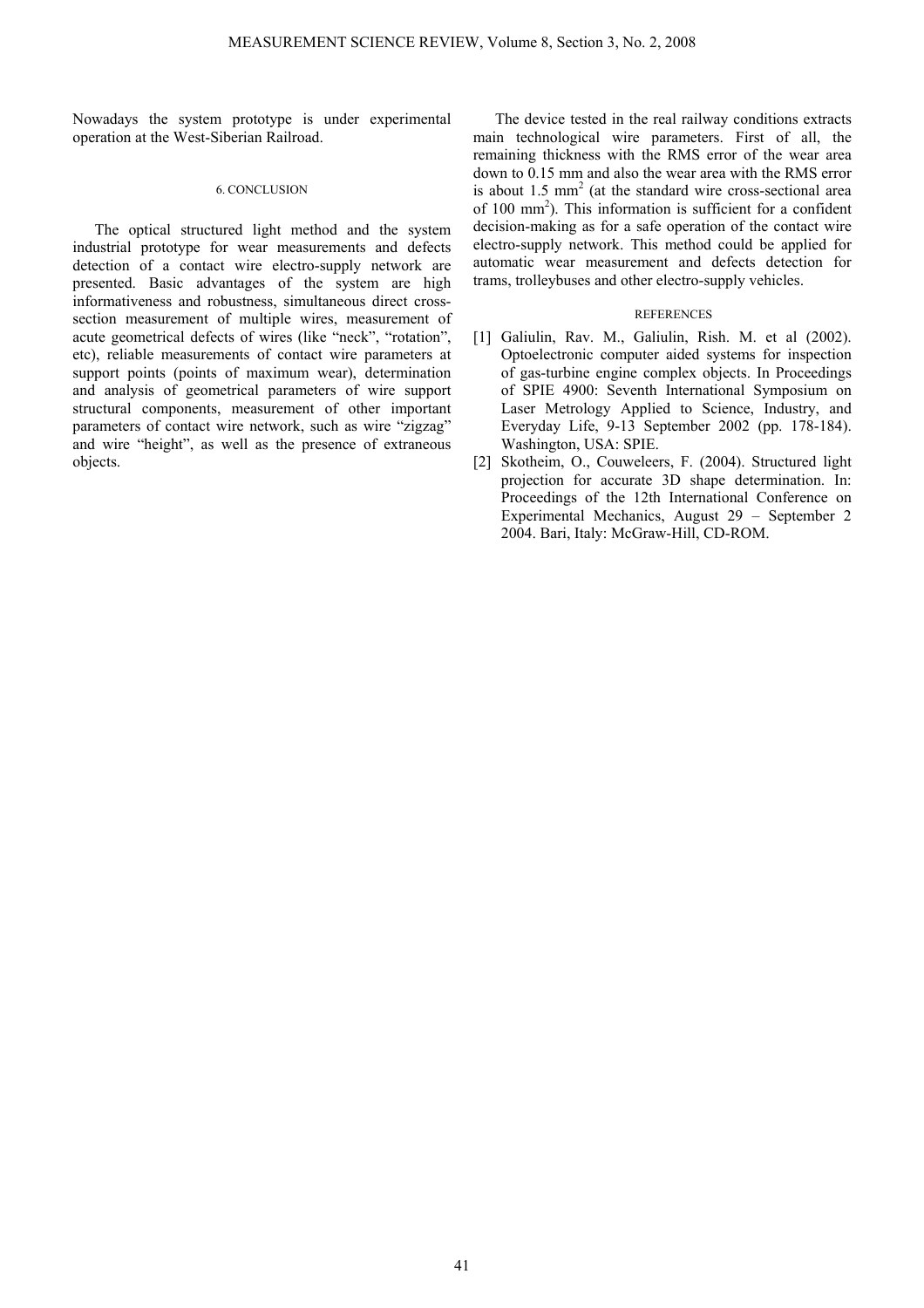Nowadays the system prototype is under experimental operation at the West-Siberian Railroad.

## 6. CONCLUSION

The optical structured light method and the system industrial prototype for wear measurements and defects detection of a contact wire electro-supply network are presented. Basic advantages of the system are high informativeness and robustness, simultaneous direct cross-section measurement of multiple wires, measurement of acute geometrical defects of wires (like "neck", "rotation", etc), reliable measurements of contact wire parameters at support points (points of maximum wear), determination and analysis of geometrical parameters of wire support structural components, measurement of other important parameters of contact wire network, such as wire "zigzag" and wire "height", as well as the presence of extraneous objects.

The device tested in the real railway conditions extracts main technological wire parameters. First of all, the remaining thickness with the RMS error of the wear area down to 0.15 mm and also the wear area with the RMS error is about 1.5 $mm^2$ (at the standard wire cross-sectional area of 100 $mm^2$). This information is sufficient for a confident decision-making as for a safe operation of the contact wire electro-supply network. This method could be applied for automatic wear measurement and defects detection for trams, trolleybuses and other electro-supply vehicles.

## REFERENCES

[1] Galiulin, Rav. M., Galiulin, Rish. M. et al (2002). Optoelectronic computer aided systems for inspection of gas-turbine engine complex objects. In Proceedings of SPIE 4900: Seventh International Symposium on Laser Metrology Applied to Science, Industry, and Everyday Life, 9-13 September 2002 (pp. 178-184). Washington, USA: SPIE.

[2] Skotheim, O., Couweleers, F. (2004). Structured light projection for accurate 3D shape determination. In: Proceedings of the 12th International Conference on Experimental Mechanics, August 29 – September 2 2004. Bari, Italy: McGraw-Hill, CD-ROM.